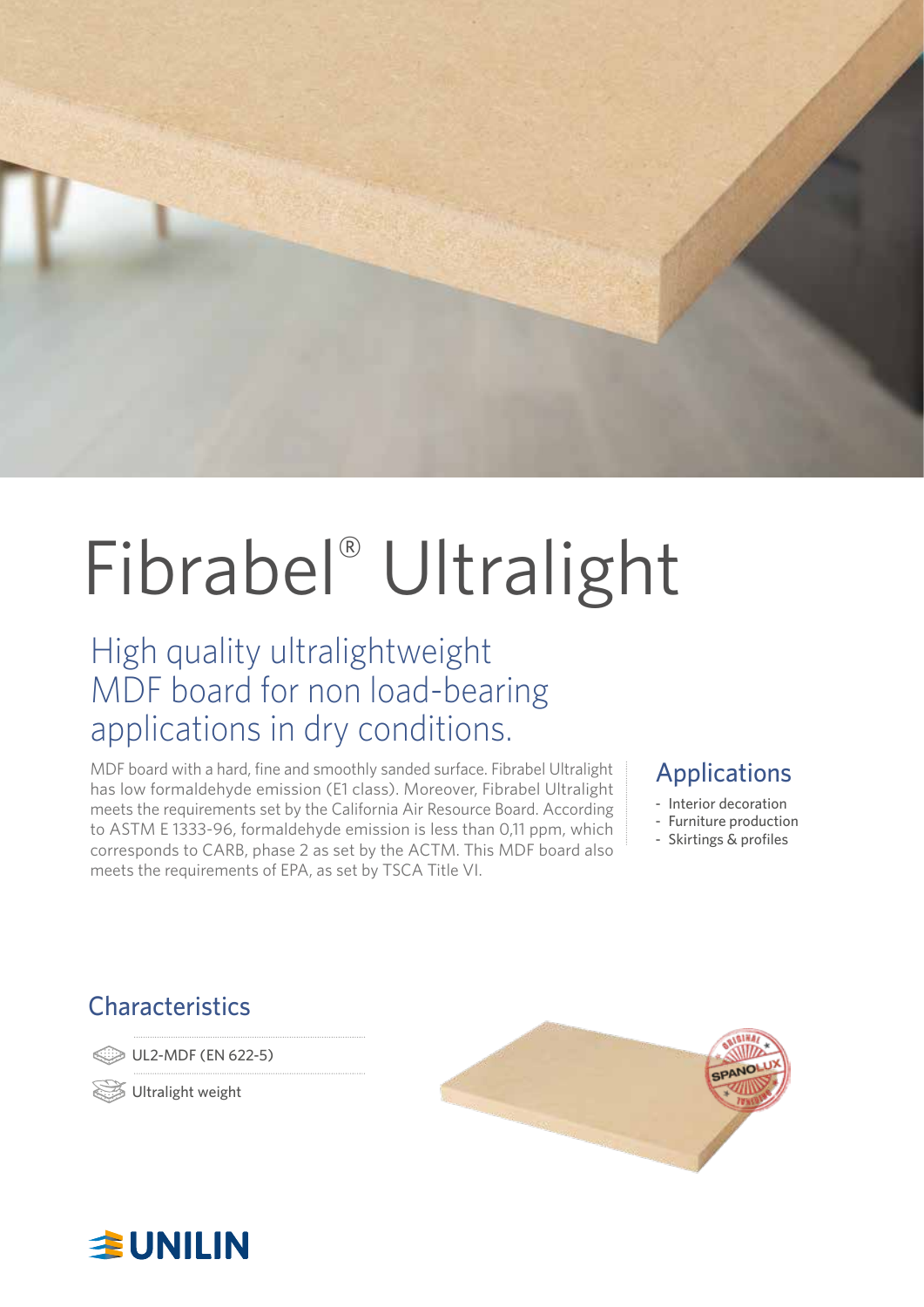# Fibrabel® Ultralight

## High quality ultralightweight MDF board for non load-bearing applications in dry conditions.

MDF board with a hard, fine and smoothly sanded surface. Fibrabel Ultralight has low formaldehyde emission (E1 class). Moreover, Fibrabel Ultralight meets the requirements set by the California Air Resource Board. According to ASTM E 1333-96, formaldehyde emission is less than 0,11 ppm, which corresponds to CARB, phase 2 as set by the ACTM. This MDF board also meets the requirements of EPA, as set by TSCA Title VI.

## Applications

- Interior decoration
- Furniture production
- Skirtings & profiles

## Characteristics

- UL2-MDF (EN 622-5)
- Ultralight weight

UNILIN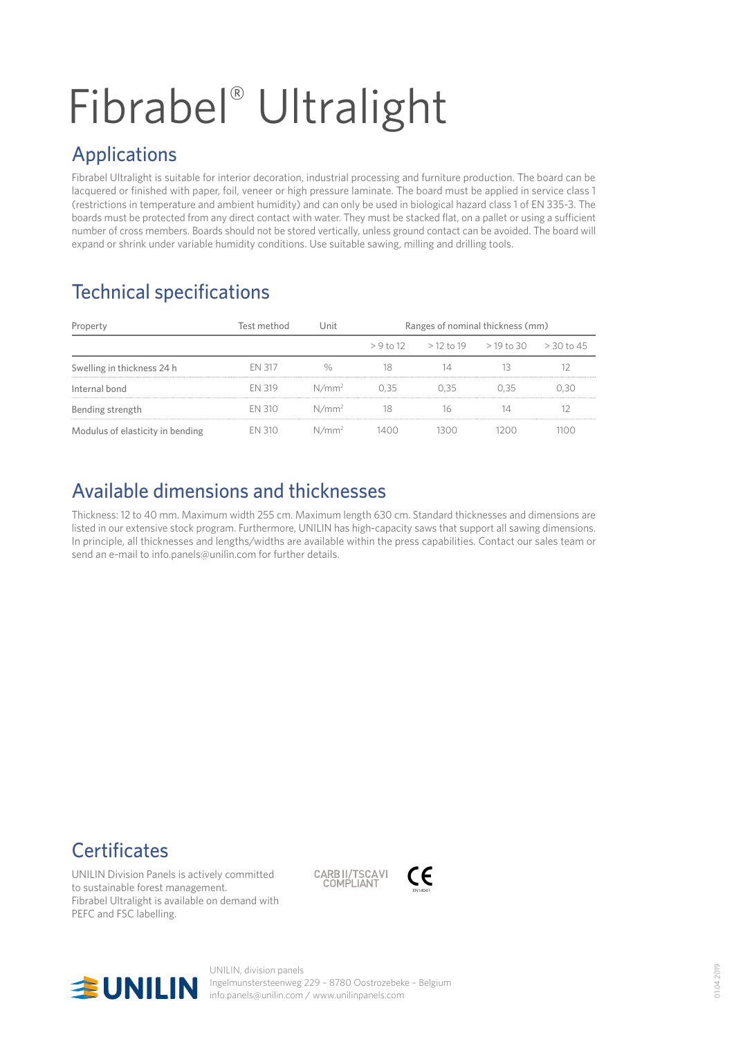# Fibrabel® Ultralight

## Applications

Fibrabel Ultralight is suitable for interior decoration, industrial processing and furniture production. The board can be lacquered or finished with paper, foil, veneer or high pressure laminate. The board must be applied in service class 1 (restrictions in temperature and ambient humidity) and can only be used in biological hazard class 1 of EN 335-3. The boards must be protected from any direct contact with water. They must be stacked flat, on a pallet or using a sufficient number of cross members. Boards should not be stored vertically, unless ground contact can be avoided. The board will expand or shrink under variable humidity conditions. Use suitable sawing, milling and drilling tools.

## Technical specifications

| Property | Test method | Unit | Ranges of nominal thickness (mm) | | | |
|---|---|---|---|---|---|---|
| | | | > 9 to 12 | > 12 to 19 | > 19 to 30 | > 30 to 45 |
| Swelling in thickness 24 h | EN 317 | % | 18 | 14 | 13 | 12 |
| Internal bond | EN 319 | N/mm² | 0,35 | 0,35 | 0,35 | 0,30 |
| Bending strength | EN 310 | N/mm² | 18 | 16 | 14 | 12 |
| Modulus of elasticity in bending | EN 310 | N/mm² | 1400 | 1300 | 1200 | 1100 |

## Available dimensions and thicknesses

Thickness: 12 to 40 mm. Maximum width 255 cm. Maximum length 630 cm. Standard thicknesses and dimensions are listed in our extensive stock program. Furthermore, UNILIN has high-capacity saws that support all sawing dimensions. In principle, all thicknesses and lengths/widths are available within the press capabilities. Contact our sales team or send an e-mail to info.panels@unilin.com for further details.

## Certificates

UNILIN Division Panels is actively committed to sustainable forest management.
Fibrabel Ultralight is available on demand with PEFC and FSC labelling.

CARB II/TSCA VI COMPLIANT

CE EN14041

UNILIN

UNILIN, division panels
Ingelmunstersteenweg 229 – 8780 Oostrozebeke – Belgium
info.panels@unilin.com / www.unilinpanels.com

01.04.2019